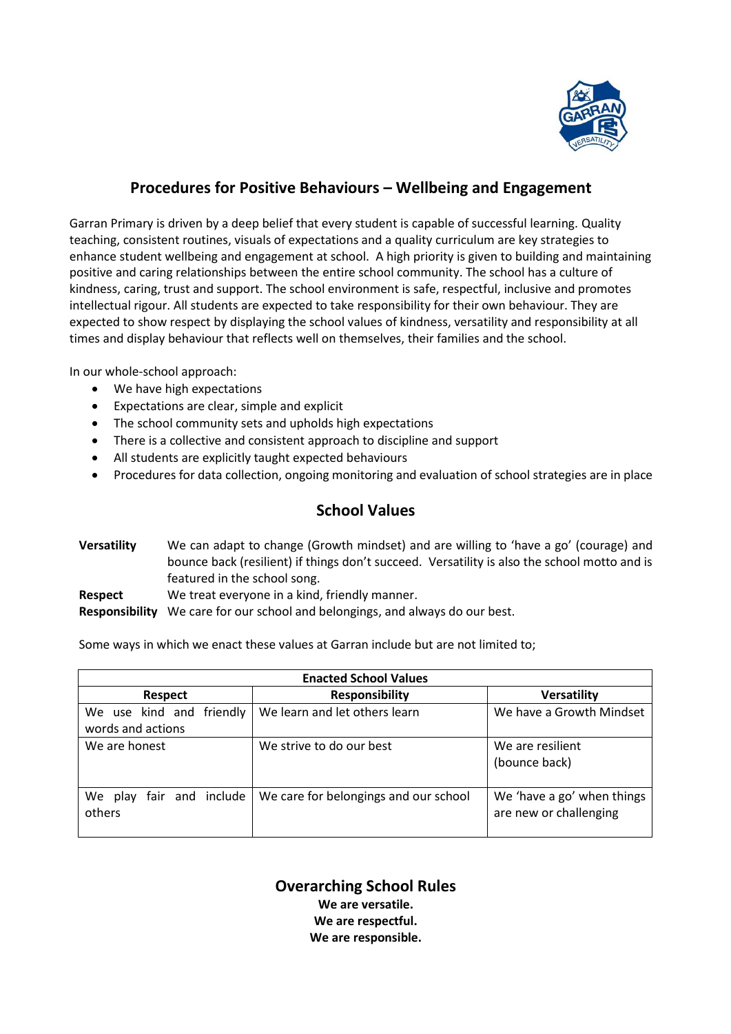# Procedures for Positive Behaviours – Wellbeing and Engagement

Garran Primary is driven by a deep belief that every student is capable of successful learning. Quality teaching, consistent routines, visuals of expectations and a quality curriculum are key strategies to enhance student wellbeing and engagement at school. A high priority is given to building and maintaining positive and caring relationships between the entire school community. The school has a culture of kindness, caring, trust and support. The school environment is safe, respectful, inclusive and promotes intellectual rigour. All students are expected to take responsibility for their own behaviour. They are expected to show respect by displaying the school values of kindness, versatility and responsibility at all times and display behaviour that reflects well on themselves, their families and the school.

In our whole-school approach:

- We have high expectations
- Expectations are clear, simple and explicit
- The school community sets and upholds high expectations
- There is a collective and consistent approach to discipline and support
- All students are explicitly taught expected behaviours
- Procedures for data collection, ongoing monitoring and evaluation of school strategies are in place

## School Values

**Versatility** We can adapt to change (Growth mindset) and are willing to 'have a go' (courage) and bounce back (resilient) if things don't succeed. Versatility is also the school motto and is featured in the school song.

**Respect** We treat everyone in a kind, friendly manner.

**Responsibility** We care for our school and belongings, and always do our best.

Some ways in which we enact these values at Garran include but are not limited to;

| Enacted School Values | | |
|---|---|---|
| **Respect** | **Responsibility** | **Versatility** |
| We use kind and friendly words and actions | We learn and let others learn | We have a Growth Mindset |
| We are honest | We strive to do our best | We are resilient (bounce back) |
| We play fair and include others | We care for belongings and our school | We 'have a go' when things are new or challenging |

## Overarching School Rules

**We are versatile.**
**We are respectful.**
**We are responsible.**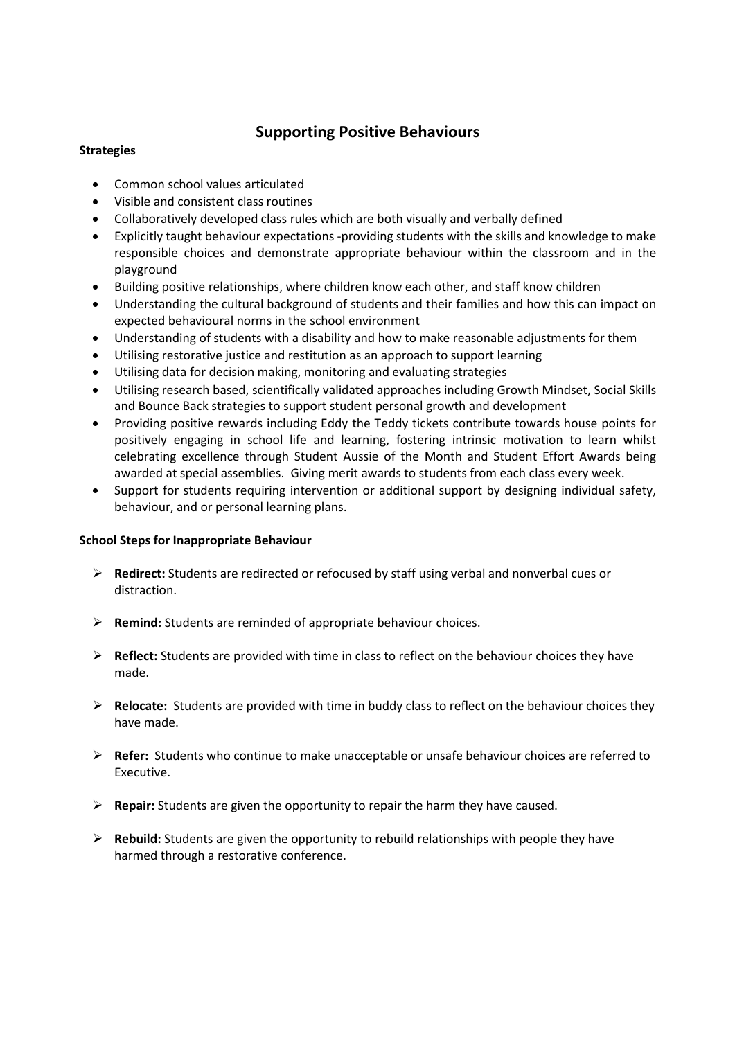# Supporting Positive Behaviours

**Strategies**

- Common school values articulated
- Visible and consistent class routines
- Collaboratively developed class rules which are both visually and verbally defined
- Explicitly taught behaviour expectations -providing students with the skills and knowledge to make responsible choices and demonstrate appropriate behaviour within the classroom and in the playground
- Building positive relationships, where children know each other, and staff know children
- Understanding the cultural background of students and their families and how this can impact on expected behavioural norms in the school environment
- Understanding of students with a disability and how to make reasonable adjustments for them
- Utilising restorative justice and restitution as an approach to support learning
- Utilising data for decision making, monitoring and evaluating strategies
- Utilising research based, scientifically validated approaches including Growth Mindset, Social Skills and Bounce Back strategies to support student personal growth and development
- Providing positive rewards including Eddy the Teddy tickets contribute towards house points for positively engaging in school life and learning, fostering intrinsic motivation to learn whilst celebrating excellence through Student Aussie of the Month and Student Effort Awards being awarded at special assemblies. Giving merit awards to students from each class every week.
- Support for students requiring intervention or additional support by designing individual safety, behaviour, and or personal learning plans.

**School Steps for Inappropriate Behaviour**

- **Redirect:** Students are redirected or refocused by staff using verbal and nonverbal cues or distraction.
- **Remind:** Students are reminded of appropriate behaviour choices.
- **Reflect:** Students are provided with time in class to reflect on the behaviour choices they have made.
- **Relocate:** Students are provided with time in buddy class to reflect on the behaviour choices they have made.
- **Refer:** Students who continue to make unacceptable or unsafe behaviour choices are referred to Executive.
- **Repair:** Students are given the opportunity to repair the harm they have caused.
- **Rebuild:** Students are given the opportunity to rebuild relationships with people they have harmed through a restorative conference.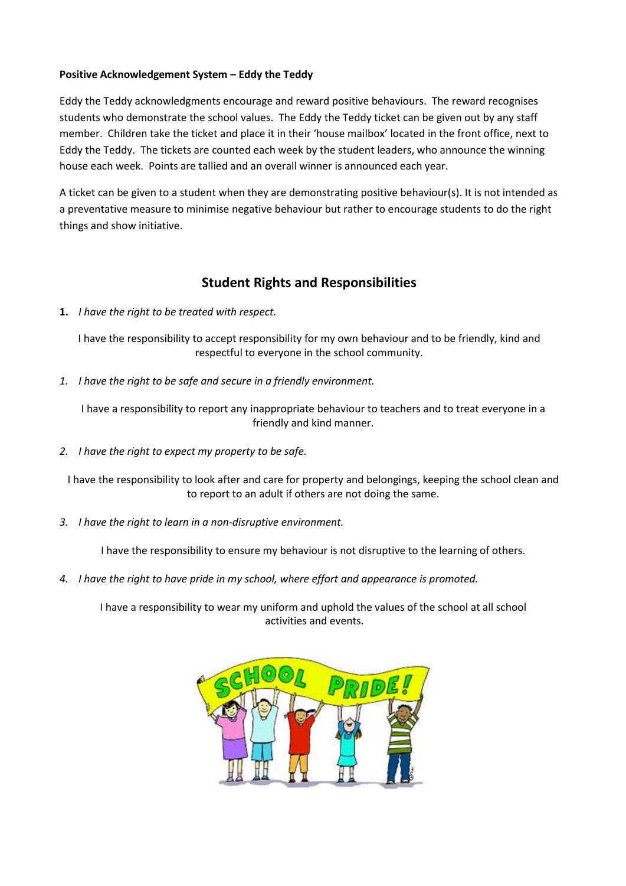**Positive Acknowledgement System – Eddy the Teddy**

Eddy the Teddy acknowledgments encourage and reward positive behaviours. The reward recognises students who demonstrate the school values. The Eddy the Teddy ticket can be given out by any staff member. Children take the ticket and place it in their 'house mailbox' located in the front office, next to Eddy the Teddy. The tickets are counted each week by the student leaders, who announce the winning house each week. Points are tallied and an overall winner is announced each year.

A ticket can be given to a student when they are demonstrating positive behaviour(s). It is not intended as a preventative measure to minimise negative behaviour but rather to encourage students to do the right things and show initiative.

## Student Rights and Responsibilities

**1.** *I have the right to be treated with respect.*

I have the responsibility to accept responsibility for my own behaviour and to be friendly, kind and respectful to everyone in the school community.

*1. I have the right to be safe and secure in a friendly environment.*

I have a responsibility to report any inappropriate behaviour to teachers and to treat everyone in a friendly and kind manner.

*2. I have the right to expect my property to be safe.*

I have the responsibility to look after and care for property and belongings, keeping the school clean and to report to an adult if others are not doing the same.

*3. I have the right to learn in a non-disruptive environment.*

I have the responsibility to ensure my behaviour is not disruptive to the learning of others.

*4. I have the right to have pride in my school, where effort and appearance is promoted.*

I have a responsibility to wear my uniform and uphold the values of the school at all school activities and events.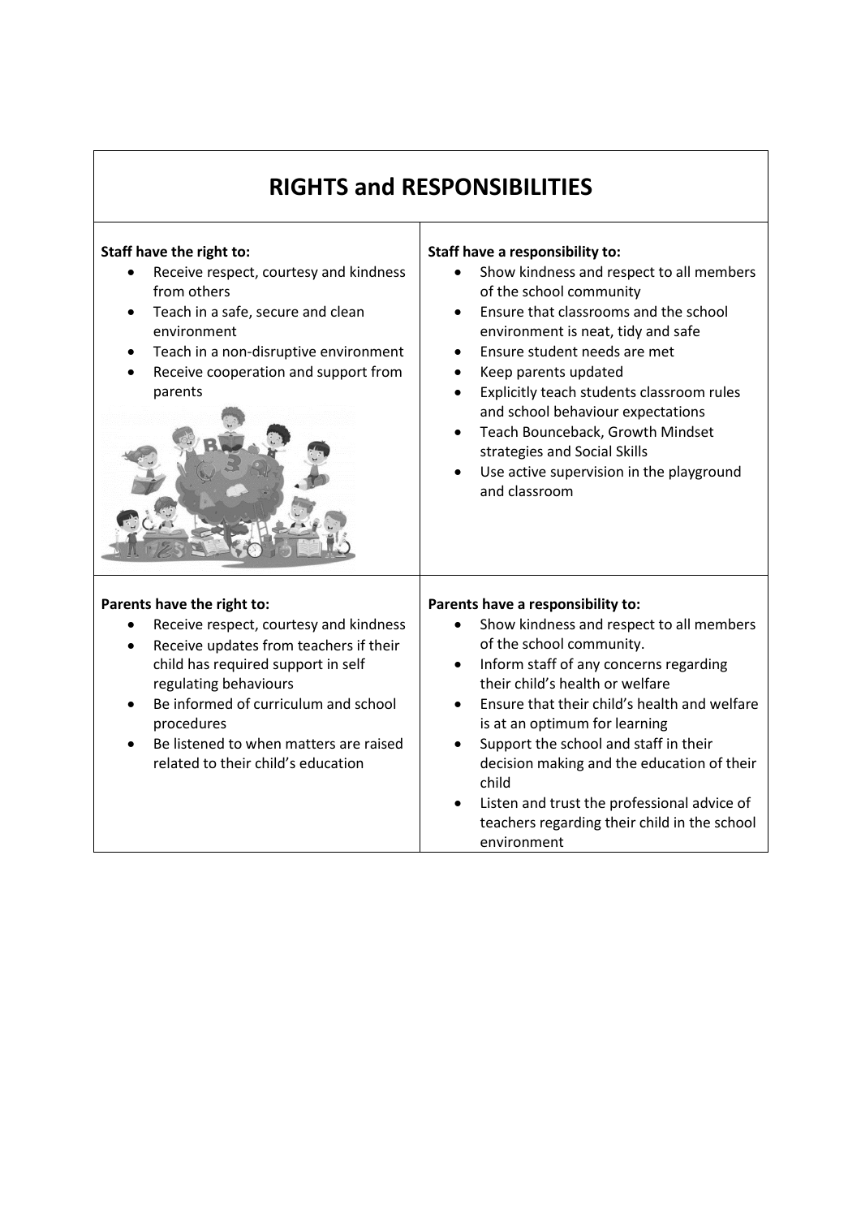# RIGHTS and RESPONSIBILITIES

**Staff have the right to:**

- Receive respect, courtesy and kindness from others
- Teach in a safe, secure and clean environment
- Teach in a non-disruptive environment
- Receive cooperation and support from parents

**Staff have a responsibility to:**

- Show kindness and respect to all members of the school community
- Ensure that classrooms and the school environment is neat, tidy and safe
- Ensure student needs are met
- Keep parents updated
- Explicitly teach students classroom rules and school behaviour expectations
- Teach Bounceback, Growth Mindset strategies and Social Skills
- Use active supervision in the playground and classroom

**Parents have the right to:**

- Receive respect, courtesy and kindness
- Receive updates from teachers if their child has required support in self regulating behaviours
- Be informed of curriculum and school procedures
- Be listened to when matters are raised related to their child's education

**Parents have a responsibility to:**

- Show kindness and respect to all members of the school community.
- Inform staff of any concerns regarding their child's health or welfare
- Ensure that their child's health and welfare is at an optimum for learning
- Support the school and staff in their decision making and the education of their child
- Listen and trust the professional advice of teachers regarding their child in the school environment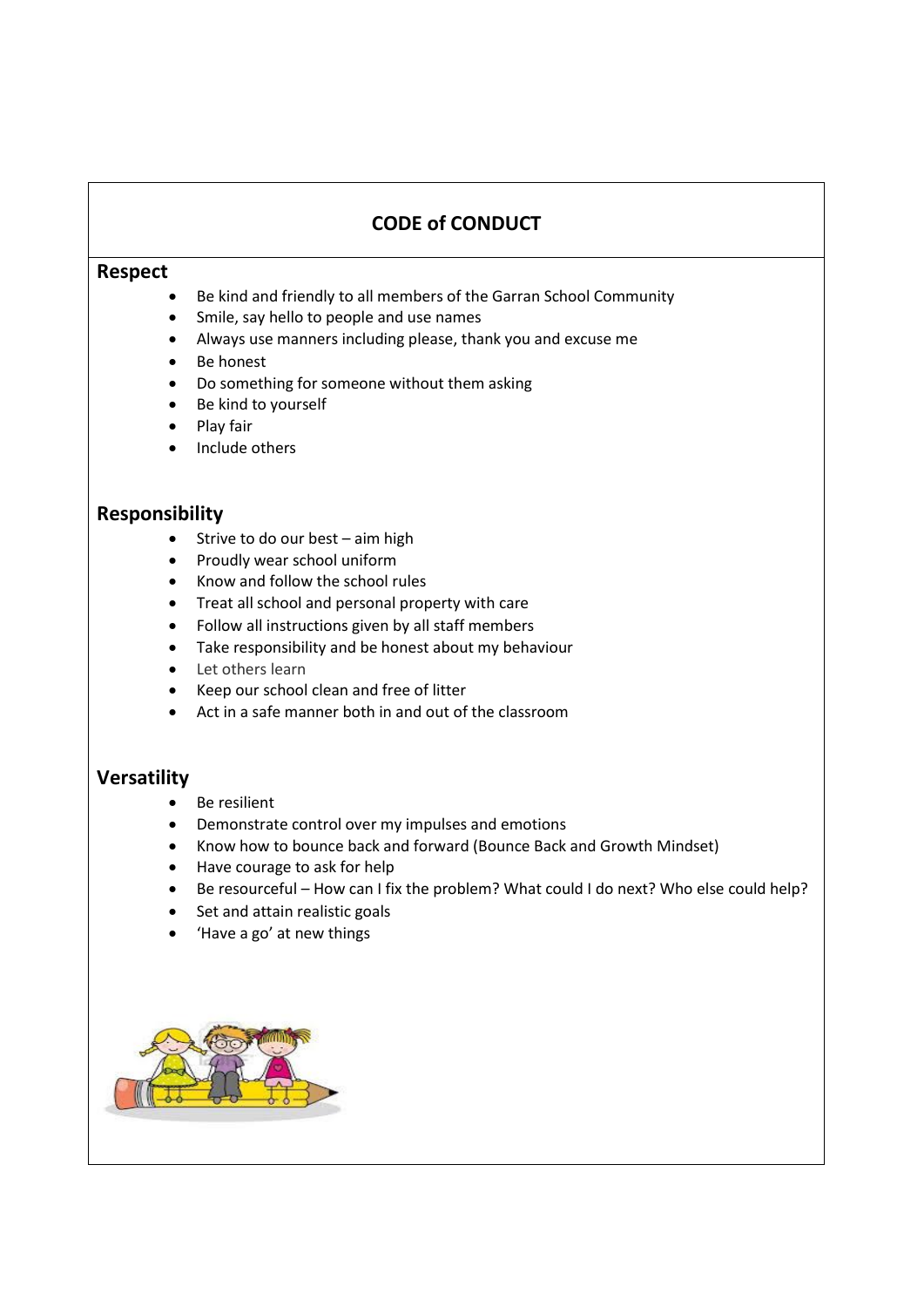# CODE of CONDUCT

## Respect

- Be kind and friendly to all members of the Garran School Community
- Smile, say hello to people and use names
- Always use manners including please, thank you and excuse me
- Be honest
- Do something for someone without them asking
- Be kind to yourself
- Play fair
- Include others

## Responsibility

- Strive to do our best – aim high
- Proudly wear school uniform
- Know and follow the school rules
- Treat all school and personal property with care
- Follow all instructions given by all staff members
- Take responsibility and be honest about my behaviour
- Let others learn
- Keep our school clean and free of litter
- Act in a safe manner both in and out of the classroom

## Versatility

- Be resilient
- Demonstrate control over my impulses and emotions
- Know how to bounce back and forward (Bounce Back and Growth Mindset)
- Have courage to ask for help
- Be resourceful – How can I fix the problem? What could I do next? Who else could help?
- Set and attain realistic goals
- 'Have a go' at new things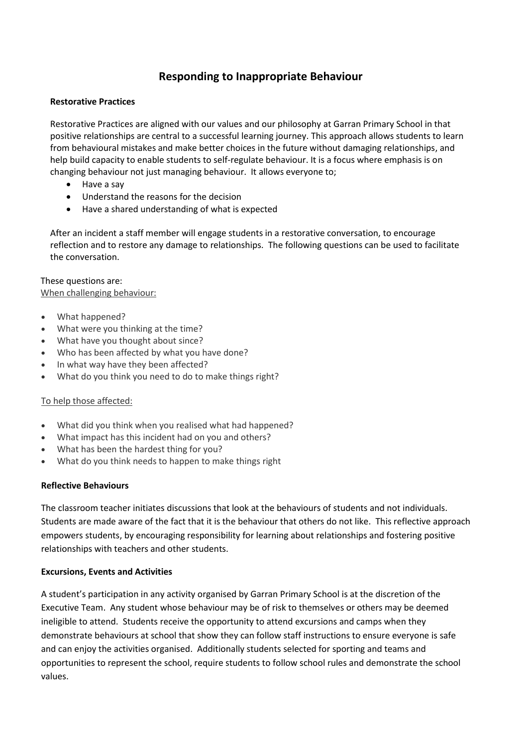# Responding to Inappropriate Behaviour

**Restorative Practices**

Restorative Practices are aligned with our values and our philosophy at Garran Primary School in that positive relationships are central to a successful learning journey. This approach allows students to learn from behavioural mistakes and make better choices in the future without damaging relationships, and help build capacity to enable students to self-regulate behaviour. It is a focus where emphasis is on changing behaviour not just managing behaviour. It allows everyone to;

- Have a say
- Understand the reasons for the decision
- Have a shared understanding of what is expected

After an incident a staff member will engage students in a restorative conversation, to encourage reflection and to restore any damage to relationships. The following questions can be used to facilitate the conversation.

These questions are:
<u>When challenging behaviour:</u>

- What happened?
- What were you thinking at the time?
- What have you thought about since?
- Who has been affected by what you have done?
- In what way have they been affected?
- What do you think you need to do to make things right?

<u>To help those affected:</u>

- What did you think when you realised what had happened?
- What impact has this incident had on you and others?
- What has been the hardest thing for you?
- What do you think needs to happen to make things right

**Reflective Behaviours**

The classroom teacher initiates discussions that look at the behaviours of students and not individuals. Students are made aware of the fact that it is the behaviour that others do not like. This reflective approach empowers students, by encouraging responsibility for learning about relationships and fostering positive relationships with teachers and other students.

**Excursions, Events and Activities**

A student's participation in any activity organised by Garran Primary School is at the discretion of the Executive Team. Any student whose behaviour may be of risk to themselves or others may be deemed ineligible to attend. Students receive the opportunity to attend excursions and camps when they demonstrate behaviours at school that show they can follow staff instructions to ensure everyone is safe and can enjoy the activities organised. Additionally students selected for sporting and teams and opportunities to represent the school, require students to follow school rules and demonstrate the school values.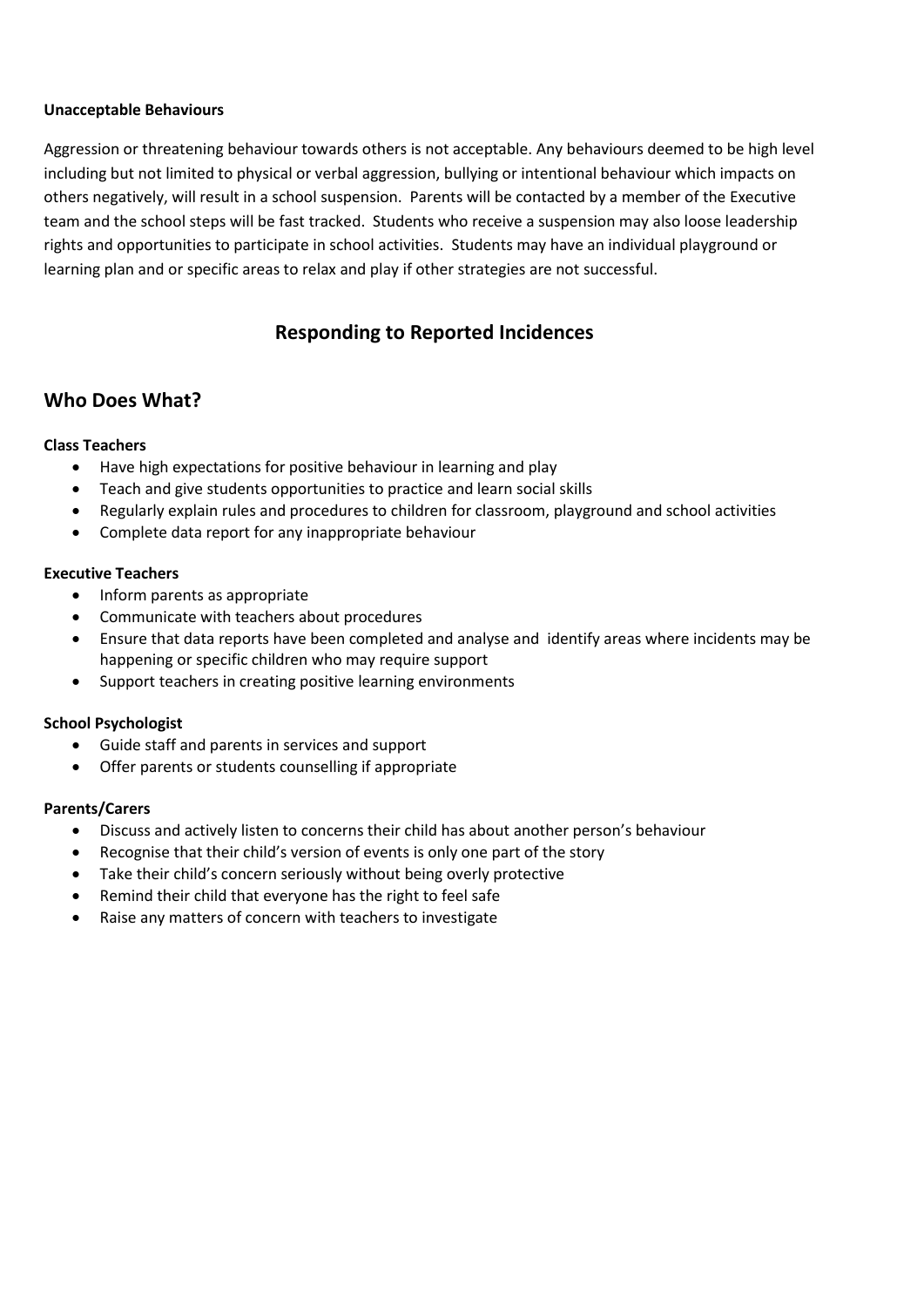**Unacceptable Behaviours**

Aggression or threatening behaviour towards others is not acceptable. Any behaviours deemed to be high level including but not limited to physical or verbal aggression, bullying or intentional behaviour which impacts on others negatively, will result in a school suspension. Parents will be contacted by a member of the Executive team and the school steps will be fast tracked. Students who receive a suspension may also loose leadership rights and opportunities to participate in school activities. Students may have an individual playground or learning plan and or specific areas to relax and play if other strategies are not successful.

## Responding to Reported Incidences

## Who Does What?

**Class Teachers**

- Have high expectations for positive behaviour in learning and play
- Teach and give students opportunities to practice and learn social skills
- Regularly explain rules and procedures to children for classroom, playground and school activities
- Complete data report for any inappropriate behaviour

**Executive Teachers**

- Inform parents as appropriate
- Communicate with teachers about procedures
- Ensure that data reports have been completed and analyse and identify areas where incidents may be happening or specific children who may require support
- Support teachers in creating positive learning environments

**School Psychologist**

- Guide staff and parents in services and support
- Offer parents or students counselling if appropriate

**Parents/Carers**

- Discuss and actively listen to concerns their child has about another person's behaviour
- Recognise that their child's version of events is only one part of the story
- Take their child's concern seriously without being overly protective
- Remind their child that everyone has the right to feel safe
- Raise any matters of concern with teachers to investigate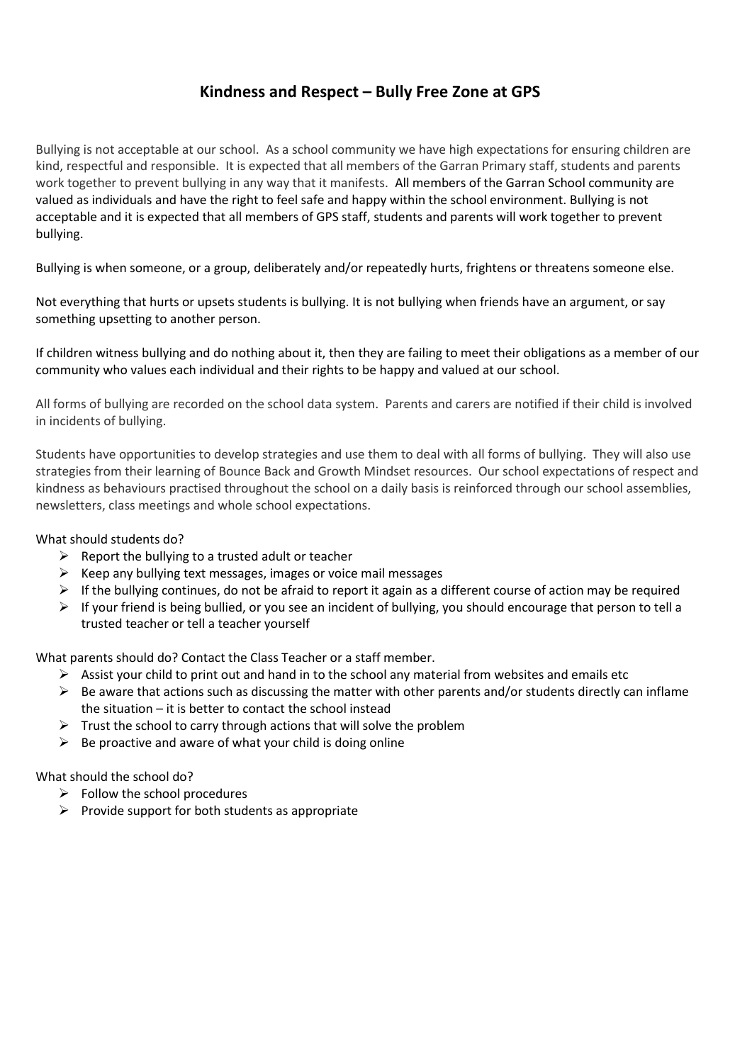## Kindness and Respect – Bully Free Zone at GPS

Bullying is not acceptable at our school. As a school community we have high expectations for ensuring children are kind, respectful and responsible. It is expected that all members of the Garran Primary staff, students and parents work together to prevent bullying in any way that it manifests. All members of the Garran School community are valued as individuals and have the right to feel safe and happy within the school environment. Bullying is not acceptable and it is expected that all members of GPS staff, students and parents will work together to prevent bullying.

Bullying is when someone, or a group, deliberately and/or repeatedly hurts, frightens or threatens someone else.

Not everything that hurts or upsets students is bullying. It is not bullying when friends have an argument, or say something upsetting to another person.

If children witness bullying and do nothing about it, then they are failing to meet their obligations as a member of our community who values each individual and their rights to be happy and valued at our school.

All forms of bullying are recorded on the school data system. Parents and carers are notified if their child is involved in incidents of bullying.

Students have opportunities to develop strategies and use them to deal with all forms of bullying. They will also use strategies from their learning of Bounce Back and Growth Mindset resources. Our school expectations of respect and kindness as behaviours practised throughout the school on a daily basis is reinforced through our school assemblies, newsletters, class meetings and whole school expectations.

What should students do?

- Report the bullying to a trusted adult or teacher
- Keep any bullying text messages, images or voice mail messages
- If the bullying continues, do not be afraid to report it again as a different course of action may be required
- If your friend is being bullied, or you see an incident of bullying, you should encourage that person to tell a trusted teacher or tell a teacher yourself

What parents should do? Contact the Class Teacher or a staff member.

- Assist your child to print out and hand in to the school any material from websites and emails etc
- Be aware that actions such as discussing the matter with other parents and/or students directly can inflame the situation – it is better to contact the school instead
- Trust the school to carry through actions that will solve the problem
- Be proactive and aware of what your child is doing online

What should the school do?

- Follow the school procedures
- Provide support for both students as appropriate